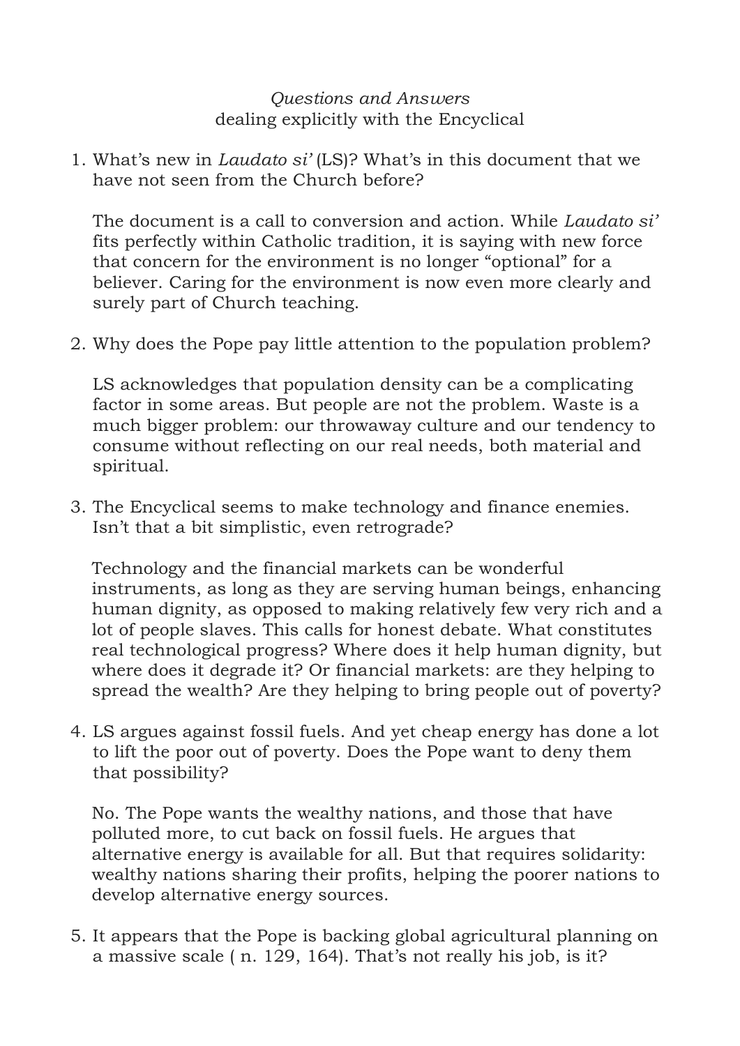*Questions and Answers*
dealing explicitly with the Encyclical

1. What's new in *Laudato si'* (LS)? What's in this document that we have not seen from the Church before?

   The document is a call to conversion and action. While *Laudato si'* fits perfectly within Catholic tradition, it is saying with new force that concern for the environment is no longer "optional" for a believer. Caring for the environment is now even more clearly and surely part of Church teaching.

2. Why does the Pope pay little attention to the population problem?

   LS acknowledges that population density can be a complicating factor in some areas. But people are not the problem. Waste is a much bigger problem: our throwaway culture and our tendency to consume without reflecting on our real needs, both material and spiritual.

3. The Encyclical seems to make technology and finance enemies. Isn't that a bit simplistic, even retrograde?

   Technology and the financial markets can be wonderful instruments, as long as they are serving human beings, enhancing human dignity, as opposed to making relatively few very rich and a lot of people slaves. This calls for honest debate. What constitutes real technological progress? Where does it help human dignity, but where does it degrade it? Or financial markets: are they helping to spread the wealth? Are they helping to bring people out of poverty?

4. LS argues against fossil fuels. And yet cheap energy has done a lot to lift the poor out of poverty. Does the Pope want to deny them that possibility?

   No. The Pope wants the wealthy nations, and those that have polluted more, to cut back on fossil fuels. He argues that alternative energy is available for all. But that requires solidarity: wealthy nations sharing their profits, helping the poorer nations to develop alternative energy sources.

5. It appears that the Pope is backing global agricultural planning on a massive scale ( n. 129, 164). That's not really his job, is it?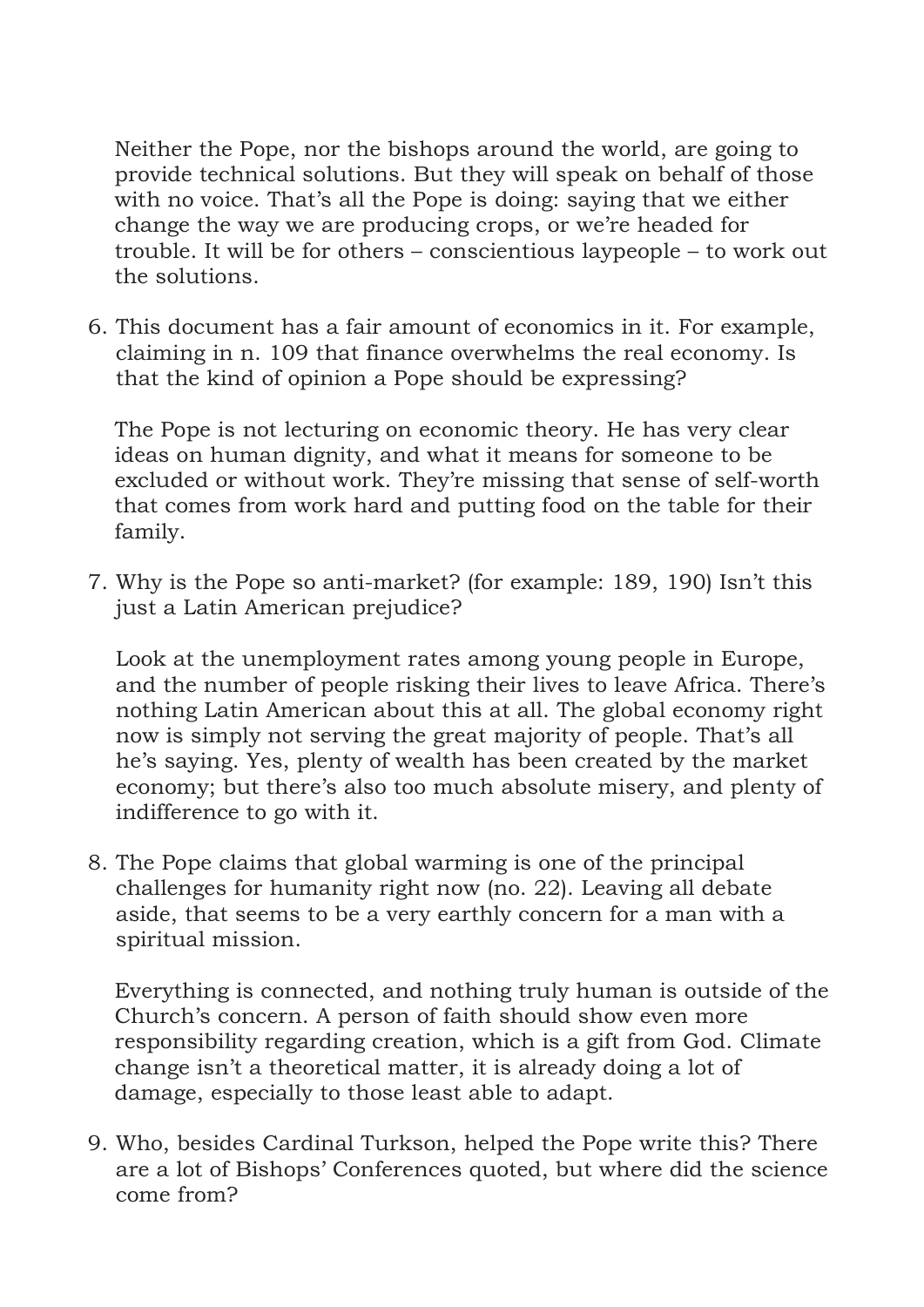Neither the Pope, nor the bishops around the world, are going to provide technical solutions. But they will speak on behalf of those with no voice. That's all the Pope is doing: saying that we either change the way we are producing crops, or we're headed for trouble. It will be for others – conscientious laypeople – to work out the solutions.

6. This document has a fair amount of economics in it. For example, claiming in n. 109 that finance overwhelms the real economy. Is that the kind of opinion a Pope should be expressing?

   The Pope is not lecturing on economic theory. He has very clear ideas on human dignity, and what it means for someone to be excluded or without work. They're missing that sense of self-worth that comes from work hard and putting food on the table for their family.

7. Why is the Pope so anti-market? (for example: 189, 190) Isn't this just a Latin American prejudice?

   Look at the unemployment rates among young people in Europe, and the number of people risking their lives to leave Africa. There's nothing Latin American about this at all. The global economy right now is simply not serving the great majority of people. That's all he's saying. Yes, plenty of wealth has been created by the market economy; but there's also too much absolute misery, and plenty of indifference to go with it.

8. The Pope claims that global warming is one of the principal challenges for humanity right now (no. 22). Leaving all debate aside, that seems to be a very earthly concern for a man with a spiritual mission.

   Everything is connected, and nothing truly human is outside of the Church's concern. A person of faith should show even more responsibility regarding creation, which is a gift from God. Climate change isn't a theoretical matter, it is already doing a lot of damage, especially to those least able to adapt.

9. Who, besides Cardinal Turkson, helped the Pope write this? There are a lot of Bishops' Conferences quoted, but where did the science come from?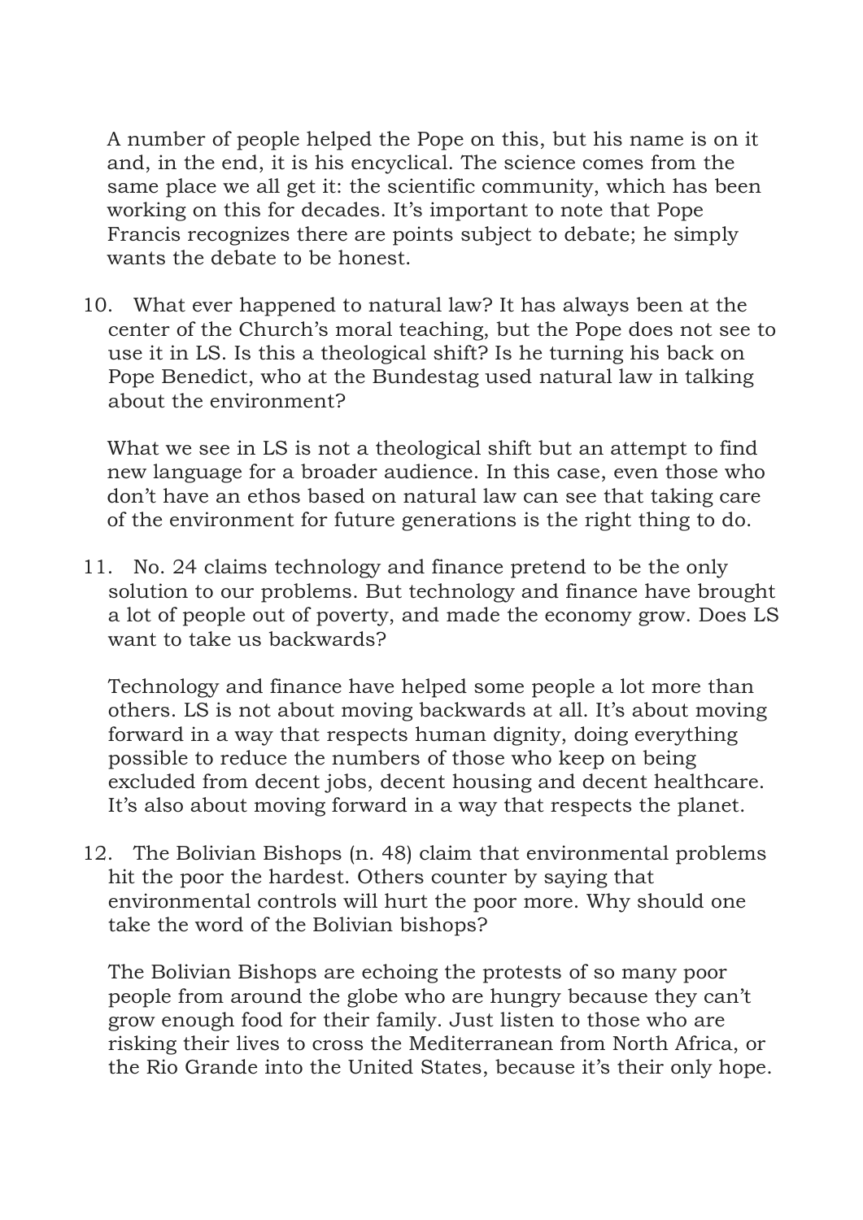A number of people helped the Pope on this, but his name is on it and, in the end, it is his encyclical. The science comes from the same place we all get it: the scientific community, which has been working on this for decades. It's important to note that Pope Francis recognizes there are points subject to debate; he simply wants the debate to be honest.

10. What ever happened to natural law? It has always been at the center of the Church's moral teaching, but the Pope does not see to use it in LS. Is this a theological shift? Is he turning his back on Pope Benedict, who at the Bundestag used natural law in talking about the environment?

    What we see in LS is not a theological shift but an attempt to find new language for a broader audience. In this case, even those who don't have an ethos based on natural law can see that taking care of the environment for future generations is the right thing to do.

11. No. 24 claims technology and finance pretend to be the only solution to our problems. But technology and finance have brought a lot of people out of poverty, and made the economy grow. Does LS want to take us backwards?

    Technology and finance have helped some people a lot more than others. LS is not about moving backwards at all. It's about moving forward in a way that respects human dignity, doing everything possible to reduce the numbers of those who keep on being excluded from decent jobs, decent housing and decent healthcare. It's also about moving forward in a way that respects the planet.

12. The Bolivian Bishops (n. 48) claim that environmental problems hit the poor the hardest. Others counter by saying that environmental controls will hurt the poor more. Why should one take the word of the Bolivian bishops?

    The Bolivian Bishops are echoing the protests of so many poor people from around the globe who are hungry because they can't grow enough food for their family. Just listen to those who are risking their lives to cross the Mediterranean from North Africa, or the Rio Grande into the United States, because it's their only hope.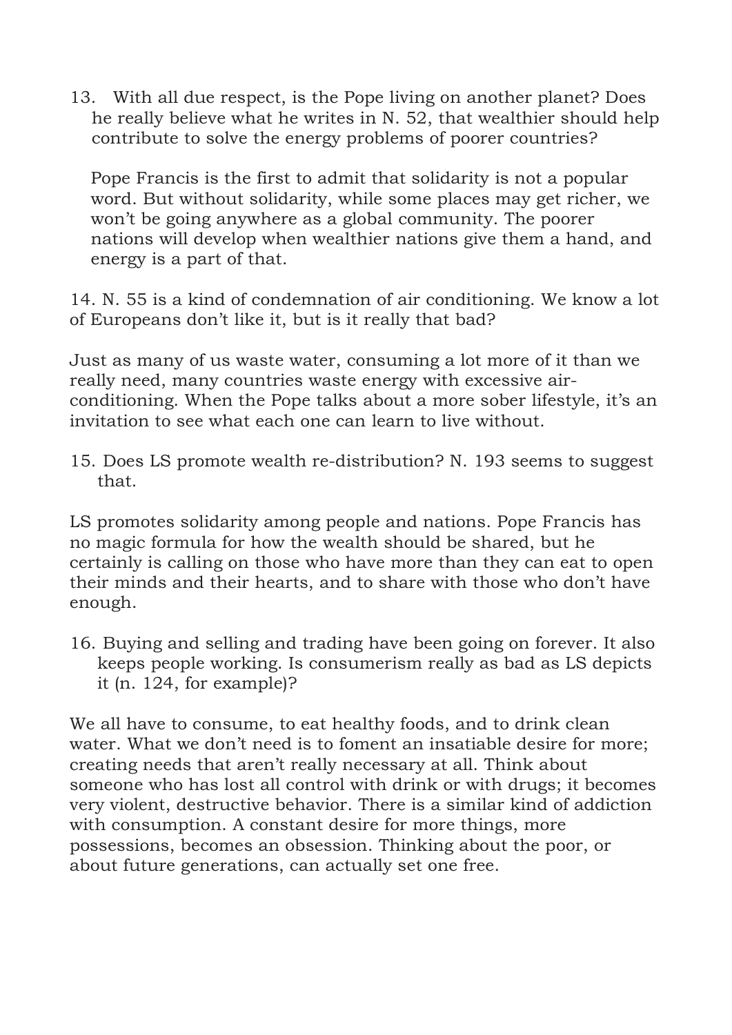13. With all due respect, is the Pope living on another planet? Does he really believe what he writes in N. 52, that wealthier should help contribute to solve the energy problems of poorer countries?

Pope Francis is the first to admit that solidarity is not a popular word. But without solidarity, while some places may get richer, we won't be going anywhere as a global community. The poorer nations will develop when wealthier nations give them a hand, and energy is a part of that.

14. N. 55 is a kind of condemnation of air conditioning. We know a lot of Europeans don't like it, but is it really that bad?

Just as many of us waste water, consuming a lot more of it than we really need, many countries waste energy with excessive air-conditioning. When the Pope talks about a more sober lifestyle, it's an invitation to see what each one can learn to live without.

15. Does LS promote wealth re-distribution? N. 193 seems to suggest that.

LS promotes solidarity among people and nations. Pope Francis has no magic formula for how the wealth should be shared, but he certainly is calling on those who have more than they can eat to open their minds and their hearts, and to share with those who don't have enough.

16. Buying and selling and trading have been going on forever. It also keeps people working. Is consumerism really as bad as LS depicts it (n. 124, for example)?

We all have to consume, to eat healthy foods, and to drink clean water. What we don't need is to foment an insatiable desire for more; creating needs that aren't really necessary at all. Think about someone who has lost all control with drink or with drugs; it becomes very violent, destructive behavior. There is a similar kind of addiction with consumption. A constant desire for more things, more possessions, becomes an obsession. Thinking about the poor, or about future generations, can actually set one free.